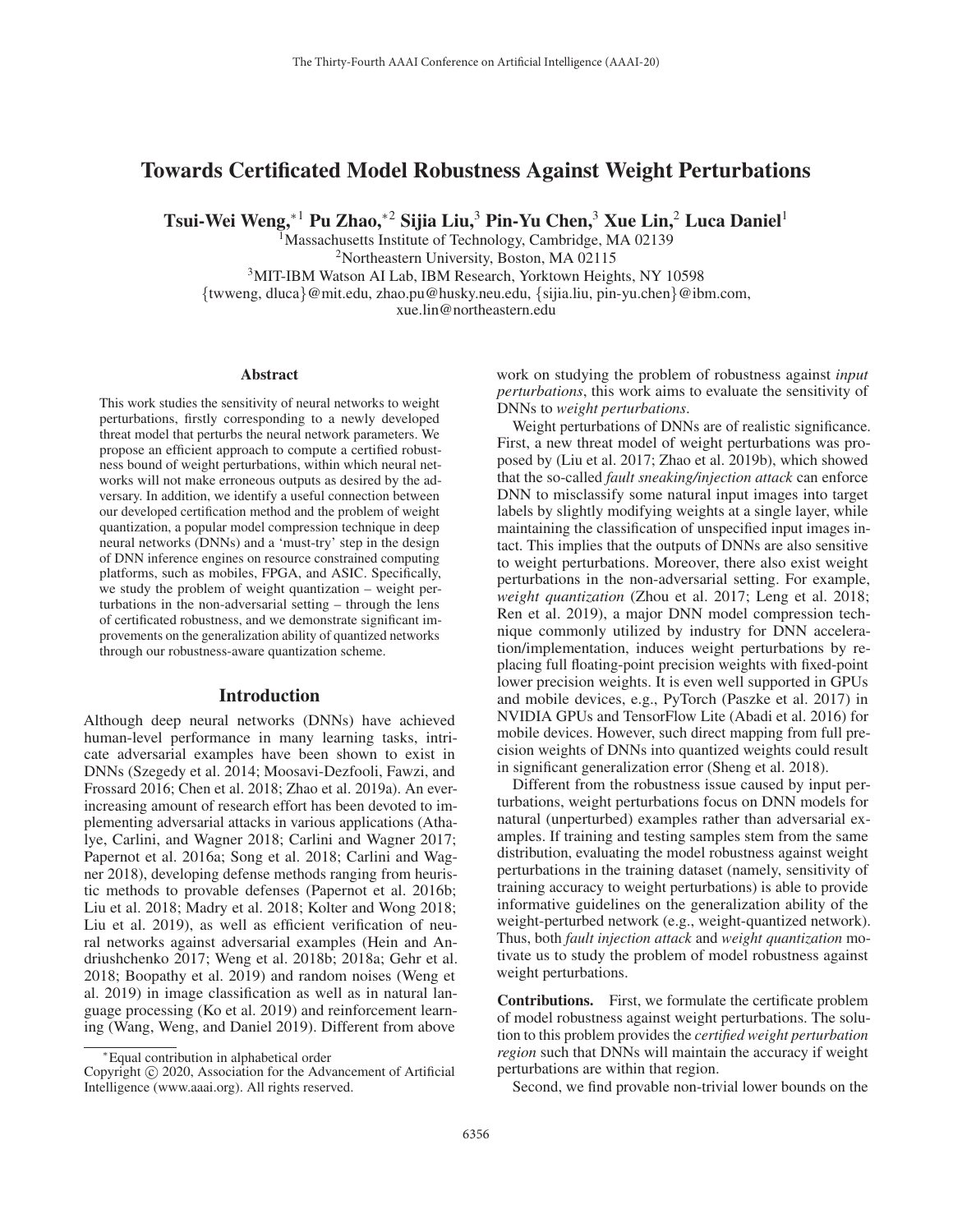# Towards Certificated Model Robustness Against Weight Perturbations

**Tsui-Wei Weng,[*1] Pu Zhao,[*2] Sijia Liu,[3] Pin-Yu Chen,[3] Xue Lin,[2] Luca Daniel[1]**

[1]Massachusetts Institute of Technology, Cambridge, MA 02139
[2]Northeastern University, Boston, MA 02115
[3]MIT-IBM Watson AI Lab, IBM Research, Yorktown Heights, NY 10598
{twweng, dluca}@mit.edu, zhao.pu@husky.neu.edu, {sijia.liu, pin-yu.chen}@ibm.com,
xue.lin@northeastern.edu

## Abstract

This work studies the sensitivity of neural networks to weight perturbations, firstly corresponding to a newly developed threat model that perturbs the neural network parameters. We propose an efficient approach to compute a certified robustness bound of weight perturbations, within which neural networks will not make erroneous outputs as desired by the adversary. In addition, we identify a useful connection between our developed certification method and the problem of weight quantization, a popular model compression technique in deep neural networks (DNNs) and a 'must-try' step in the design of DNN inference engines on resource constrained computing platforms, such as mobiles, FPGA, and ASIC. Specifically, we study the problem of weight quantization – weight perturbations in the non-adversarial setting – through the lens of certificated robustness, and we demonstrate significant improvements on the generalization ability of quantized networks through our robustness-aware quantization scheme.

## Introduction

Although deep neural networks (DNNs) have achieved human-level performance in many learning tasks, intricate adversarial examples have been shown to exist in DNNs (Szegedy et al. 2014; Moosavi-Dezfooli, Fawzi, and Frossard 2016; Chen et al. 2018; Zhao et al. 2019a). An ever-increasing amount of research effort has been devoted to implementing adversarial attacks in various applications (Athalye, Carlini, and Wagner 2018; Carlini and Wagner 2017; Papernot et al. 2016a; Song et al. 2018; Carlini and Wagner 2018), developing defense methods ranging from heuristic methods to provable defenses (Papernot et al. 2016b; Liu et al. 2018; Madry et al. 2018; Kolter and Wong 2018; Liu et al. 2019), as well as efficient verification of neural networks against adversarial examples (Hein and Andriushchenko 2017; Weng et al. 2018b; 2018a; Gehr et al. 2018; Boopathy et al. 2019) and random noises (Weng et al. 2019) in image classification as well as in natural language processing (Ko et al. 2019) and reinforcement learning (Wang, Weng, and Daniel 2019). Different from above work on studying the problem of robustness against *input perturbations*, this work aims to evaluate the sensitivity of DNNs to *weight perturbations*.

Weight perturbations of DNNs are of realistic significance. First, a new threat model of weight perturbations was proposed by (Liu et al. 2017; Zhao et al. 2019b), which showed that the so-called *fault sneaking/injection attack* can enforce DNN to misclassify some natural input images into target labels by slightly modifying weights at a single layer, while maintaining the classification of unspecified input images intact. This implies that the outputs of DNNs are also sensitive to weight perturbations. Moreover, there also exist weight perturbations in the non-adversarial setting. For example, *weight quantization* (Zhou et al. 2017; Leng et al. 2018; Ren et al. 2019), a major DNN model compression technique commonly utilized by industry for DNN acceleration/implementation, induces weight perturbations by replacing full floating-point precision weights with fixed-point lower precision weights. It is even well supported in GPUs and mobile devices, e.g., PyTorch (Paszke et al. 2017) in NVIDIA GPUs and TensorFlow Lite (Abadi et al. 2016) for mobile devices. However, such direct mapping from full precision weights of DNNs into quantized weights could result in significant generalization error (Sheng et al. 2018).

Different from the robustness issue caused by input perturbations, weight perturbations focus on DNN models for natural (unperturbed) examples rather than adversarial examples. If training and testing samples stem from the same distribution, evaluating the model robustness against weight perturbations in the training dataset (namely, sensitivity of training accuracy to weight perturbations) is able to provide informative guidelines on the generalization ability of the weight-perturbed network (e.g., weight-quantized network). Thus, both *fault injection attack* and *weight quantization* motivate us to study the problem of model robustness against weight perturbations.

**Contributions.** First, we formulate the certificate problem of model robustness against weight perturbations. The solution to this problem provides the *certified weight perturbation region* such that DNNs will maintain the accuracy if weight perturbations are within that region.

Second, we find provable non-trivial lower bounds on the

---

*Equal contribution in alphabetical order

Copyright © 2020, Association for the Advancement of Artificial Intelligence (www.aaai.org). All rights reserved.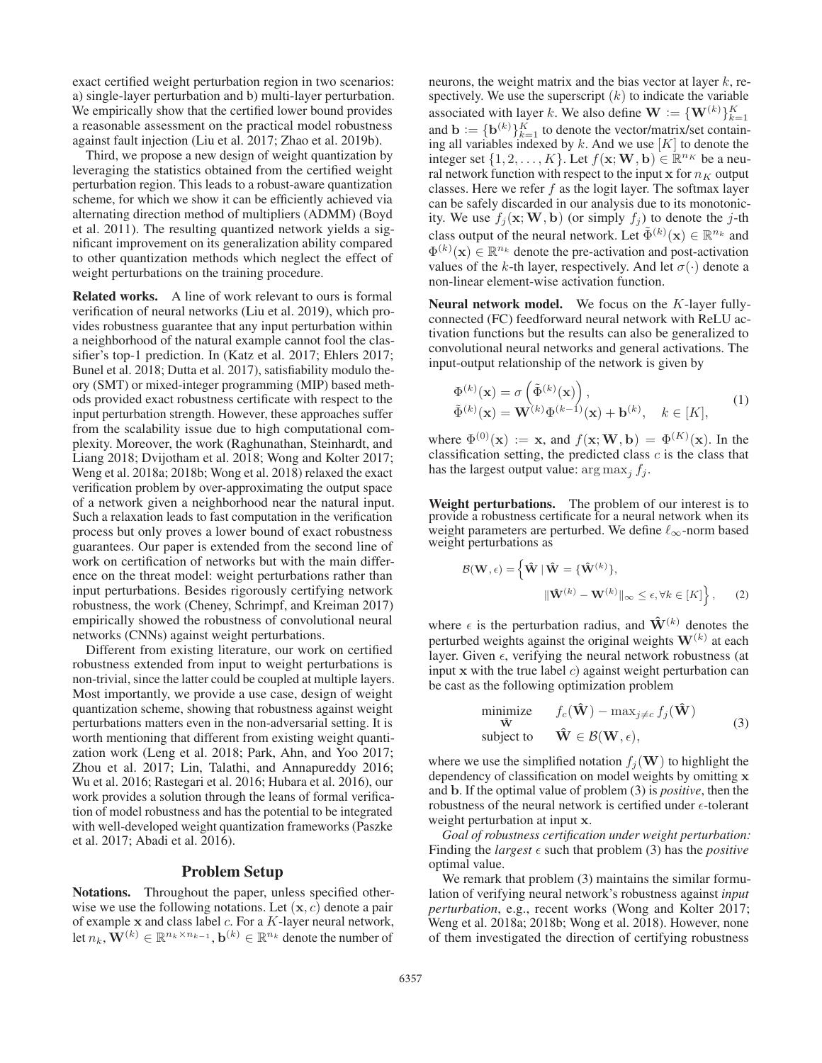exact certified weight perturbation region in two scenarios: a) single-layer perturbation and b) multi-layer perturbation. We empirically show that the certified lower bound provides a reasonable assessment on the practical model robustness against fault injection (Liu et al. 2017; Zhao et al. 2019b).

Third, we propose a new design of weight quantization by leveraging the statistics obtained from the certified weight perturbation region. This leads to a robust-aware quantization scheme, for which we show it can be efficiently achieved via alternating direction method of multipliers (ADMM) (Boyd et al. 2011). The resulting quantized network yields a significant improvement on its generalization ability compared to other quantization methods which neglect the effect of weight perturbations on the training procedure.

**Related works.** A line of work relevant to ours is formal verification of neural networks (Liu et al. 2019), which provides robustness guarantee that any input perturbation within a neighborhood of the natural example cannot fool the classifier's top-1 prediction. In (Katz et al. 2017; Ehlers 2017; Bunel et al. 2018; Dutta et al. 2017), satisfiability modulo theory (SMT) or mixed-integer programming (MIP) based methods provided exact robustness certificate with respect to the input perturbation strength. However, these approaches suffer from the scalability issue due to high computational complexity. Moreover, the work (Raghunathan, Steinhardt, and Liang 2018; Dvijotham et al. 2018; Wong and Kolter 2017; Weng et al. 2018a; 2018b; Wong et al. 2018) relaxed the exact verification problem by over-approximating the output space of a network given a neighborhood near the natural input. Such a relaxation leads to fast computation in the verification process but only proves a lower bound of exact robustness guarantees. Our paper is extended from the second line of work on certification of networks but with the main difference on the threat model: weight perturbations rather than input perturbations. Besides rigorously certifying network robustness, the work (Cheney, Schrimpf, and Kreiman 2017) empirically showed the robustness of convolutional neural networks (CNNs) against weight perturbations.

Different from existing literature, our work on certified robustness extended from input to weight perturbations is non-trivial, since the latter could be coupled at multiple layers. Most importantly, we provide a use case, design of weight quantization scheme, showing that robustness against weight perturbations matters even in the non-adversarial setting. It is worth mentioning that different from existing weight quantization work (Leng et al. 2018; Park, Ahn, and Yoo 2017; Zhou et al. 2017; Lin, Talathi, and Annapureddy 2016; Wu et al. 2016; Rastegari et al. 2016; Hubara et al. 2016), our work provides a solution through the leans of formal verification of model robustness and has the potential to be integrated with well-developed weight quantization frameworks (Paszke et al. 2017; Abadi et al. 2016).

## Problem Setup

**Notations.** Throughout the paper, unless specified otherwise we use the following notations. Let $(\mathbf{x}, c)$ denote a pair of example $\mathbf{x}$ and class label $c$. For a $K$-layer neural network, let $n_k, \mathbf{W}^{(k)} \in \mathbb{R}^{n_k \times n_{k-1}}, \mathbf{b}^{(k)} \in \mathbb{R}^{n_k}$ denote the number of neurons, the weight matrix and the bias vector at layer $k$, respectively. We use the superscript $(k)$ to indicate the variable associated with layer $k$. We also define $\mathbf{W} := \{\mathbf{W}^{(k)}\}_{k=1}^{K}$ and $\mathbf{b} := \{\mathbf{b}^{(k)}\}_{k=1}^{K}$ to denote the vector/matrix/set containing all variables indexed by $k$. And we use $[K]$ to denote the integer set $\{1, 2, \ldots, K\}$. Let $f(\mathbf{x}; \mathbf{W}, \mathbf{b}) \in \mathbb{R}^{n_K}$ be a neural network function with respect to the input $\mathbf{x}$ for $n_K$ output classes. Here we refer $f$ as the logit layer. The softmax layer can be safely discarded in our analysis due to its monotonicity. We use $f_j(\mathbf{x}; \mathbf{W}, \mathbf{b})$ (or simply $f_j$) to denote the $j$-th class output of the neural network. Let $\tilde{\Phi}^{(k)}(\mathbf{x}) \in \mathbb{R}^{n_k}$ and $\Phi^{(k)}(\mathbf{x}) \in \mathbb{R}^{n_k}$ denote the pre-activation and post-activation values of the $k$-th layer, respectively. And let $\sigma(\cdot)$ denote a non-linear element-wise activation function.

**Neural network model.** We focus on the $K$-layer fully-connected (FC) feedforward neural network with ReLU activation functions but the results can also be generalized to convolutional neural networks and general activations. The input-output relationship of the network is given by

$$
\begin{aligned}
&\Phi^{(k)}(\mathbf{x}) = \sigma\left(\tilde{\Phi}^{(k)}(\mathbf{x})\right), \\
&\tilde{\Phi}^{(k)}(\mathbf{x}) = \mathbf{W}^{(k)}\Phi^{(k-1)}(\mathbf{x}) + \mathbf{b}^{(k)}, \quad k \in [K],
\end{aligned}
\tag{1}
$$

where $\Phi^{(0)}(\mathbf{x}) := \mathbf{x}$, and $f(\mathbf{x}; \mathbf{W}, \mathbf{b}) = \Phi^{(K)}(\mathbf{x})$. In the classification setting, the predicted class $c$ is the class that has the largest output value: $\arg\max_j f_j$.

**Weight perturbations.** The problem of our interest is to provide a robustness certificate for a neural network when its weight parameters are perturbed. We define $\ell_\infty$-norm based weight perturbations as

$$
\begin{aligned}
\mathcal{B}(\mathbf{W}, \epsilon) = \Big\{ \hat{\mathbf{W}} \mid \hat{\mathbf{W}} = \{\hat{\mathbf{W}}^{(k)}\}, \\
\|\hat{\mathbf{W}}^{(k)} - \mathbf{W}^{(k)}\|_\infty \leq \epsilon, \forall k \in [K] \Big\},
\end{aligned}
\tag{2}
$$

where $\epsilon$ is the perturbation radius, and $\hat{\mathbf{W}}^{(k)}$ denotes the perturbed weights against the original weights $\mathbf{W}^{(k)}$ at each layer. Given $\epsilon$, verifying the neural network robustness (at input $\mathbf{x}$ with the true label $c$) against weight perturbation can be cast as the following optimization problem

$$
\begin{array}{ll}
\underset{\hat{\mathbf{W}}}{\text{minimize}} & f_c(\hat{\mathbf{W}}) - \max_{j \neq c} f_j(\hat{\mathbf{W}}) \\
\text{subject to} & \hat{\mathbf{W}} \in \mathcal{B}(\mathbf{W}, \epsilon),
\end{array}
\tag{3}
$$

where we use the simplified notation $f_j(\mathbf{W})$ to highlight the dependency of classification on model weights by omitting $\mathbf{x}$ and $\mathbf{b}$. If the optimal value of problem (3) is *positive*, then the robustness of the neural network is certified under $\epsilon$-tolerant weight perturbation at input $\mathbf{x}$.

*Goal of robustness certification under weight perturbation:* Finding the *largest* $\epsilon$ such that problem (3) has the *positive* optimal value.

We remark that problem (3) maintains the similar formulation of verifying neural network's robustness against *input perturbation*, e.g., recent works (Wong and Kolter 2017; Weng et al. 2018a; 2018b; Wong et al. 2018). However, none of them investigated the direction of certifying robustness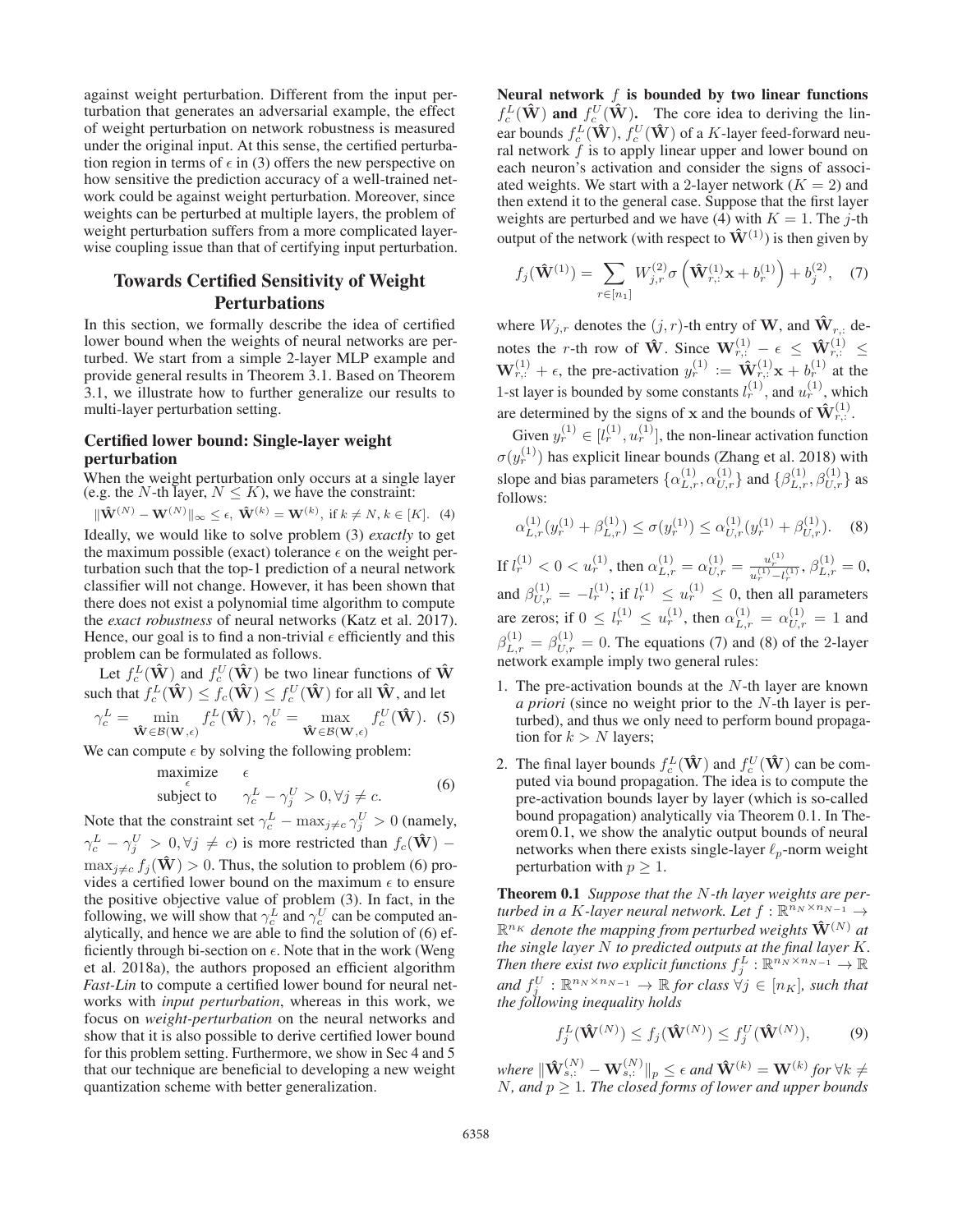against weight perturbation. Different from the input perturbation that generates an adversarial example, the effect of weight perturbation on network robustness is measured under the original input. At this sense, the certified perturbation region in terms of $\epsilon$ in (3) offers the new perspective on how sensitive the prediction accuracy of a well-trained network could be against weight perturbation. Moreover, since weights can be perturbed at multiple layers, the problem of weight perturbation suffers from a more complicated layer-wise coupling issue than that of certifying input perturbation.

## Towards Certified Sensitivity of Weight Perturbations

In this section, we formally describe the idea of certified lower bound when the weights of neural networks are perturbed. We start from a simple 2-layer MLP example and provide general results in Theorem 3.1. Based on Theorem 3.1, we illustrate how to further generalize our results to multi-layer perturbation setting.

### Certified lower bound: Single-layer weight perturbation

When the weight perturbation only occurs at a single layer (e.g. the $N$-th layer, $N \leq K$), we have the constraint:

$$\|\hat{\mathbf{W}}^{(N)} - \mathbf{W}^{(N)}\|_\infty \leq \epsilon,\ \hat{\mathbf{W}}^{(k)} = \mathbf{W}^{(k)},\ \text{if } k \neq N, k \in [K]. \quad (4)$$

Ideally, we would like to solve problem (3) *exactly* to get the maximum possible (exact) tolerance $\epsilon$ on the weight perturbation such that the top-1 prediction of a neural network classifier will not change. However, it has been shown that there does not exist a polynomial time algorithm to compute the *exact robustness* of neural networks (Katz et al. 2017). Hence, our goal is to find a non-trivial $\epsilon$ efficiently and this problem can be formulated as follows.

Let $f_c^L(\hat{\mathbf{W}})$ and $f_c^U(\hat{\mathbf{W}})$ be two linear functions of $\hat{\mathbf{W}}$ such that $f_c^L(\hat{\mathbf{W}}) \leq f_c(\hat{\mathbf{W}}) \leq f_c^U(\hat{\mathbf{W}})$ for all $\hat{\mathbf{W}}$, and let

$$\gamma_c^L = \min_{\hat{\mathbf{W}} \in \mathcal{B}(\mathbf{W}, \epsilon)} f_c^L(\hat{\mathbf{W}}),\ \gamma_c^U = \max_{\hat{\mathbf{W}} \in \mathcal{B}(\mathbf{W}, \epsilon)} f_c^U(\hat{\mathbf{W}}). \quad (5)$$

We can compute $\epsilon$ by solving the following problem:

$$\begin{aligned} \underset{\epsilon}{\text{maximize}} \quad & \epsilon \\ \text{subject to} \quad & \gamma_c^L - \gamma_j^U > 0, \forall j \neq c. \end{aligned} \quad (6)$$

Note that the constraint set $\gamma_c^L - \max_{j \neq c} \gamma_j^U > 0$ (namely, $\gamma_c^L - \gamma_j^U > 0, \forall j \neq c$) is more restricted than $f_c(\hat{\mathbf{W}}) - \max_{j \neq c} f_j(\hat{\mathbf{W}}) > 0$. Thus, the solution to problem (6) provides a certified lower bound on the maximum $\epsilon$ to ensure the positive objective value of problem (3). In fact, in the following, we will show that $\gamma_c^L$ and $\gamma_c^U$ can be computed analytically, and hence we are able to find the solution of (6) efficiently through bi-section on $\epsilon$. Note that in the work (Weng et al. 2018a), the authors proposed an efficient algorithm *Fast-Lin* to compute a certified lower bound for neural networks with *input perturbation*, whereas in this work, we focus on *weight-perturbation* on the neural networks and show that it is also possible to derive certified lower bound for this problem setting. Furthermore, we show in Sec 4 and 5 that our technique are beneficial to developing a new weight quantization scheme with better generalization.

**Neural network $f$ is bounded by two linear functions $f_c^L(\hat{\mathbf{W}})$ and $f_c^U(\hat{\mathbf{W}})$.** The core idea to deriving the linear bounds $f_c^L(\hat{\mathbf{W}}), f_c^U(\hat{\mathbf{W}})$ of a $K$-layer feed-forward neural network $f$ is to apply linear upper and lower bound on each neuron's activation and consider the signs of associated weights. We start with a 2-layer network ($K = 2$) and then extend it to the general case. Suppose that the first layer weights are perturbed and we have (4) with $K = 1$. The $j$-th output of the network (with respect to $\hat{\mathbf{W}}^{(1)}$) is then given by

$$f_j(\hat{\mathbf{W}}^{(1)}) = \sum_{r \in [n_1]} W_{j,r}^{(2)} \sigma\left(\hat{\mathbf{W}}_{r,:}^{(1)} \mathbf{x} + b_r^{(1)}\right) + b_j^{(2)}, \quad (7)$$

where $W_{j,r}$ denotes the $(j, r)$-th entry of $\mathbf{W}$, and $\hat{\mathbf{W}}_{r,:}$ denotes the $r$-th row of $\hat{\mathbf{W}}$. Since $\mathbf{W}_{r,:}^{(1)} - \epsilon \leq \hat{\mathbf{W}}_{r,:}^{(1)} \leq \mathbf{W}_{r,:}^{(1)} + \epsilon$, the pre-activation $y_r^{(1)} := \hat{\mathbf{W}}_{r,:}^{(1)} \mathbf{x} + b_r^{(1)}$ at the 1-st layer is bounded by some constants $l_r^{(1)}$, and $u_r^{(1)}$, which are determined by the signs of $\mathbf{x}$ and the bounds of $\hat{\mathbf{W}}_{r,:}^{(1)}$.

Given $y_r^{(1)} \in [l_r^{(1)}, u_r^{(1)}]$, the non-linear activation function $\sigma(y_r^{(1)})$ has explicit linear bounds (Zhang et al. 2018) with slope and bias parameters $\{\alpha_{L,r}^{(1)}, \alpha_{U,r}^{(1)}\}$ and $\{\beta_{L,r}^{(1)}, \beta_{U,r}^{(1)}\}$ as follows:

$$\alpha_{L,r}^{(1)}(y_r^{(1)} + \beta_{L,r}^{(1)}) \leq \sigma(y_r^{(1)}) \leq \alpha_{U,r}^{(1)}(y_r^{(1)} + \beta_{U,r}^{(1)}). \quad (8)$$

If $l_r^{(1)} < 0 < u_r^{(1)}$, then $\alpha_{L,r}^{(1)} = \alpha_{U,r}^{(1)} = \frac{u_r^{(1)}}{u_r^{(1)} - l_r^{(1)}}$, $\beta_{L,r}^{(1)} = 0$, and $\beta_{U,r}^{(1)} = -l_r^{(1)}$; if $l_r^{(1)} \leq u_r^{(1)} \leq 0$, then all parameters are zeros; if $0 \leq l_r^{(1)} \leq u_r^{(1)}$, then $\alpha_{L,r}^{(1)} = \alpha_{U,r}^{(1)} = 1$ and $\beta_{L,r}^{(1)} = \beta_{U,r}^{(1)} = 0$. The equations (7) and (8) of the 2-layer network example imply two general rules:

1. The pre-activation bounds at the $N$-th layer are known *a priori* (since no weight prior to the $N$-th layer is perturbed), and thus we only need to perform bound propagation for $k > N$ layers;
2. The final layer bounds $f_c^L(\hat{\mathbf{W}})$ and $f_c^U(\hat{\mathbf{W}})$ can be computed via bound propagation. The idea is to compute the pre-activation bounds layer by layer (which is so-called bound propagation) analytically via Theorem 0.1. In Theorem 0.1, we show the analytic output bounds of neural networks when there exists single-layer $\ell_p$-norm weight perturbation with $p \geq 1$.

**Theorem 0.1** *Suppose that the $N$-th layer weights are perturbed in a $K$-layer neural network. Let $f : \mathbb{R}^{n_N \times n_{N-1}} \to \mathbb{R}^{n_K}$ denote the mapping from perturbed weights $\hat{\mathbf{W}}^{(N)}$ at the single layer $N$ to predicted outputs at the final layer $K$. Then there exist two explicit functions $f_j^L : \mathbb{R}^{n_N \times n_{N-1}} \to \mathbb{R}$ and $f_j^U : \mathbb{R}^{n_N \times n_{N-1}} \to \mathbb{R}$ for class $\forall j \in [n_K]$, such that the following inequality holds*

$$f_j^L(\hat{\mathbf{W}}^{(N)}) \leq f_j(\hat{\mathbf{W}}^{(N)}) \leq f_j^U(\hat{\mathbf{W}}^{(N)}), \quad (9)$$

*where $\|\hat{\mathbf{W}}_{s,:}^{(N)} - \mathbf{W}_{s,:}^{(N)}\|_p \leq \epsilon$ and $\hat{\mathbf{W}}^{(k)} = \mathbf{W}^{(k)}$ for $\forall k \neq N$, and $p \geq 1$. The closed forms of lower and upper bounds*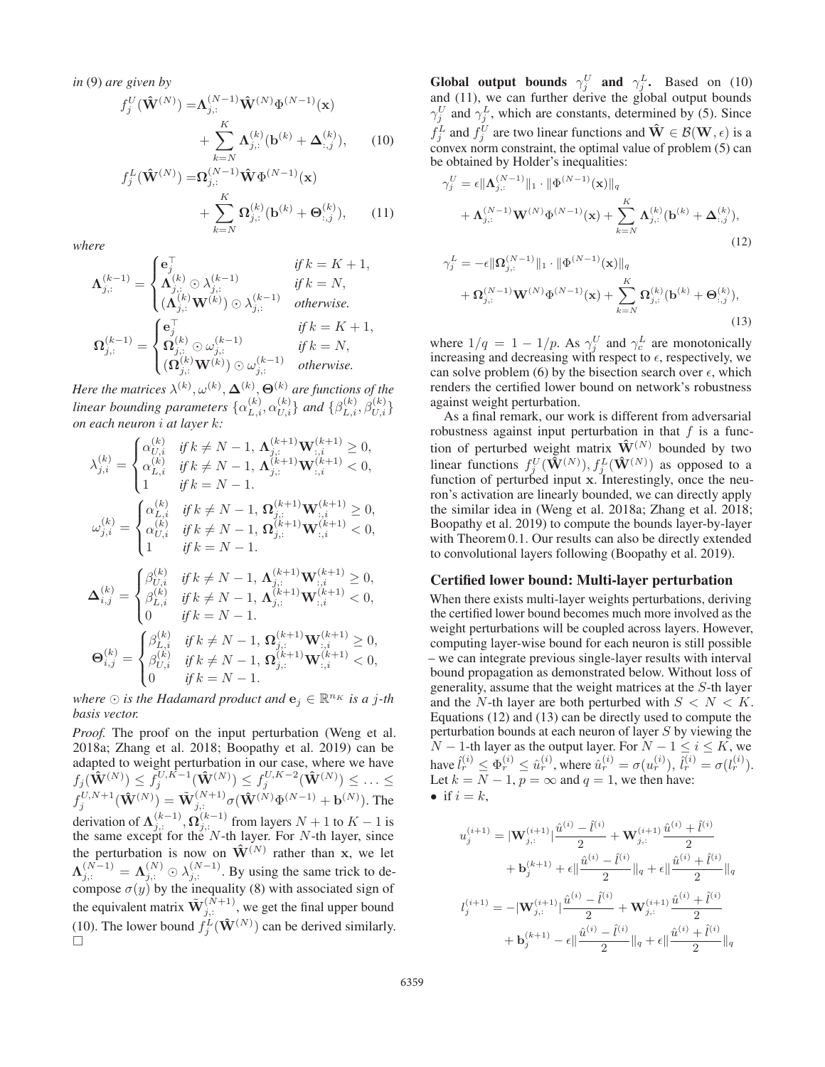*in* (9) *are given by*

$$f_j^U(\hat{\mathbf{W}}^{(N)}) = \mathbf{\Lambda}_{j,:}^{(N-1)} \hat{\mathbf{W}}^{(N)} \Phi^{(N-1)}(\mathbf{x}) + \sum_{k=N}^{K} \mathbf{\Lambda}_{j,:}^{(k)} (\mathbf{b}^{(k)} + \mathbf{\Delta}_{:,j}^{(k)}), \quad (10)$$

$$f_j^L(\hat{\mathbf{W}}^{(N)}) = \mathbf{\Omega}_{j,:}^{(N-1)} \hat{\mathbf{W}} \Phi^{(N-1)}(\mathbf{x}) + \sum_{k=N}^{K} \mathbf{\Omega}_{j,:}^{(k)} (\mathbf{b}^{(k)} + \mathbf{\Theta}_{:,j}^{(k)}), \quad (11)$$

*where*

$$\mathbf{\Lambda}_{j,:}^{(k-1)} = \begin{cases} \mathbf{e}_j^\top & \text{if } k = K+1, \\ \mathbf{\Lambda}_{j,:}^{(k)} \odot \lambda_{j,:}^{(k-1)} & \text{if } k = N, \\ (\mathbf{\Lambda}_{j,:}^{(k)} \mathbf{W}^{(k)}) \odot \lambda_{j,:}^{(k-1)} & \text{otherwise.} \end{cases}$$

$$\mathbf{\Omega}_{j,:}^{(k-1)} = \begin{cases} \mathbf{e}_j^\top & \text{if } k = K+1, \\ \mathbf{\Omega}_{j,:}^{(k)} \odot \omega_{j,:}^{(k-1)} & \text{if } k = N, \\ (\mathbf{\Omega}_{j,:}^{(k)} \mathbf{W}^{(k)}) \odot \omega_{j,:}^{(k-1)} & \text{otherwise.} \end{cases}$$

*Here the matrices* $\lambda^{(k)}, \omega^{(k)}, \mathbf{\Delta}^{(k)}, \mathbf{\Theta}^{(k)}$ *are functions of the linear bounding parameters* $\{\alpha_{L,i}^{(k)}, \alpha_{U,i}^{(k)}\}$ *and* $\{\beta_{L,i}^{(k)}, \beta_{U,i}^{(k)}\}$ *on each neuron* $i$ *at layer* $k$*:*

$$\lambda_{j,i}^{(k)} = \begin{cases} \alpha_{U,i}^{(k)} & \text{if } k \neq N-1,\ \mathbf{\Lambda}_{j,:}^{(k+1)} \mathbf{W}_{:,i}^{(k+1)} \geq 0, \\ \alpha_{L,i}^{(k)} & \text{if } k \neq N-1,\ \mathbf{\Lambda}_{j,:}^{(k+1)} \mathbf{W}_{:,i}^{(k+1)} < 0, \\ 1 & \text{if } k = N-1. \end{cases}$$

$$\omega_{j,i}^{(k)} = \begin{cases} \alpha_{L,i}^{(k)} & \text{if } k \neq N-1,\ \mathbf{\Omega}_{j,:}^{(k+1)} \mathbf{W}_{:,i}^{(k+1)} \geq 0, \\ \alpha_{U,i}^{(k)} & \text{if } k \neq N-1,\ \mathbf{\Omega}_{j,:}^{(k+1)} \mathbf{W}_{:,i}^{(k+1)} < 0, \\ 1 & \text{if } k = N-1. \end{cases}$$

$$\mathbf{\Delta}_{i,j}^{(k)} = \begin{cases} \beta_{U,i}^{(k)} & \text{if } k \neq N-1,\ \mathbf{\Lambda}_{j,:}^{(k+1)} \mathbf{W}_{:,i}^{(k+1)} \geq 0, \\ \beta_{L,i}^{(k)} & \text{if } k \neq N-1,\ \mathbf{\Lambda}_{j,:}^{(k+1)} \mathbf{W}_{:,i}^{(k+1)} < 0, \\ 0 & \text{if } k = N-1. \end{cases}$$

$$\mathbf{\Theta}_{i,j}^{(k)} = \begin{cases} \beta_{L,i}^{(k)} & \text{if } k \neq N-1,\ \mathbf{\Omega}_{j,:}^{(k+1)} \mathbf{W}_{:,i}^{(k+1)} \geq 0, \\ \beta_{U,i}^{(k)} & \text{if } k \neq N-1,\ \mathbf{\Omega}_{j,:}^{(k+1)} \mathbf{W}_{:,i}^{(k+1)} < 0, \\ 0 & \text{if } k = N-1. \end{cases}$$

*where* $\odot$ *is the Hadamard product and* $\mathbf{e}_j \in \mathbb{R}^{n_K}$ *is a* $j$*-th basis vector.*

*Proof.* The proof on the input perturbation (Weng et al. 2018a; Zhang et al. 2018; Boopathy et al. 2019) can be adapted to weight perturbation in our case, where we have $f_j(\hat{\mathbf{W}}^{(N)}) \leq f_j^{U,K-1}(\hat{\mathbf{W}}^{(N)}) \leq f_j^{U,K-2}(\hat{\mathbf{W}}^{(N)}) \leq \ldots \leq f_j^{U,N+1}(\hat{\mathbf{W}}^{(N)}) = \tilde{\mathbf{W}}_{j,:}^{(N+1)} \sigma(\hat{\mathbf{W}}^{(N)} \Phi^{(N-1)} + \mathbf{b}^{(N)})$. The derivation of $\mathbf{\Lambda}_{j,:}^{(k-1)}, \mathbf{\Omega}_{j,:}^{(k-1)}$ from layers $N+1$ to $K-1$ is the same except for the $N$-th layer. For $N$-th layer, since the perturbation is now on $\hat{\mathbf{W}}^{(N)}$ rather than $\mathbf{x}$, we let $\mathbf{\Lambda}_{j,:}^{(N-1)} = \mathbf{\Lambda}_{j,:}^{(N)} \odot \lambda_{j,:}^{(N-1)}$. By using the same trick to decompose $\sigma(y)$ by the inequality (8) with associated sign of the equivalent matrix $\tilde{\mathbf{W}}_{j,:}^{(N+1)}$, we get the final upper bound (10). The lower bound $f_j^L(\hat{\mathbf{W}}^{(N)})$ can be derived similarly. □

**Global output bounds $\gamma_j^U$ and $\gamma_j^L$.** Based on (10) and (11), we can further derive the global output bounds $\gamma_j^U$ and $\gamma_j^L$, which are constants, determined by (5). Since $f_j^L$ and $f_j^U$ are two linear functions and $\hat{\mathbf{W}} \in \mathcal{B}(\mathbf{W}, \epsilon)$ is a convex norm constraint, the optimal value of problem (5) can be obtained by Holder's inequalities:

$$\gamma_j^U = \epsilon \|\mathbf{\Lambda}_{j,:}^{(N-1)}\|_1 \cdot \|\Phi^{(N-1)}(\mathbf{x})\|_q + \mathbf{\Lambda}_{j,:}^{(N-1)} \mathbf{W}^{(N)} \Phi^{(N-1)}(\mathbf{x}) + \sum_{k=N}^{K} \mathbf{\Lambda}_{j,:}^{(k)} (\mathbf{b}^{(k)} + \mathbf{\Delta}_{:,j}^{(k)}), \quad (12)$$

$$\gamma_j^L = -\epsilon \|\mathbf{\Omega}_{j,:}^{(N-1)}\|_1 \cdot \|\Phi^{(N-1)}(\mathbf{x})\|_q + \mathbf{\Omega}_{j,:}^{(N-1)} \mathbf{W}^{(N)} \Phi^{(N-1)}(\mathbf{x}) + \sum_{k=N}^{K} \mathbf{\Omega}_{j,:}^{(k)} (\mathbf{b}^{(k)} + \mathbf{\Theta}_{:,j}^{(k)}), \quad (13)$$

where $1/q = 1 - 1/p$. As $\gamma_j^U$ and $\gamma_c^L$ are monotonically increasing and decreasing with respect to $\epsilon$, respectively, we can solve problem (6) by the bisection search over $\epsilon$, which renders the certified lower bound on network's robustness against weight perturbation.

As a final remark, our work is different from adversarial robustness against input perturbation in that $f$ is a function of perturbed weight matrix $\hat{\mathbf{W}}^{(N)}$ bounded by two linear functions $f_j^U(\hat{\mathbf{W}}^{(N)}), f_j^L(\hat{\mathbf{W}}^{(N)})$ as opposed to a function of perturbed input $\mathbf{x}$. Interestingly, once the neuron's activation are linearly bounded, we can directly apply the similar idea in (Weng et al. 2018a; Zhang et al. 2018; Boopathy et al. 2019) to compute the bounds layer-by-layer with Theorem 0.1. Our results can also be directly extended to convolutional layers following (Boopathy et al. 2019).

## Certified lower bound: Multi-layer perturbation

When there exists multi-layer weights perturbations, deriving the certified lower bound becomes much more involved as the weight perturbations will be coupled across layers. However, computing layer-wise bound for each neuron is still possible – we can integrate previous single-layer results with interval bound propagation as demonstrated below. Without loss of generality, assume that the weight matrices at the $S$-th layer and the $N$-th layer are both perturbed with $S < N < K$. Equations (12) and (13) can be directly used to compute the perturbation bounds at each neuron of layer $S$ by viewing the $N-1$-th layer as the output layer. For $N-1 \leq i \leq K$, we have $\hat{l}_r^{(i)} \leq \Phi_r^{(i)} \leq \hat{u}_r^{(i)}$, where $\hat{u}_r^{(i)} = \sigma(u_r^{(i)})$, $\hat{l}_r^{(i)} = \sigma(l_r^{(i)})$. Let $k = N-1$, $p = \infty$ and $q = 1$, we then have:

- if $i = k$,

$$u_j^{(i+1)} = |\mathbf{W}_{j,:}^{(i+1)}| \frac{\hat{u}^{(i)} - \hat{l}^{(i)}}{2} + \mathbf{W}_{j,:}^{(i+1)} \frac{\hat{u}^{(i)} + \hat{l}^{(i)}}{2} + \mathbf{b}_j^{(k+1)} + \epsilon \|\frac{\hat{u}^{(i)} - \hat{l}^{(i)}}{2}\|_q + \epsilon \|\frac{\hat{u}^{(i)} + \hat{l}^{(i)}}{2}\|_q$$

$$l_j^{(i+1)} = -|\mathbf{W}_{j,:}^{(i+1)}| \frac{\hat{u}^{(i)} - \hat{l}^{(i)}}{2} + \mathbf{W}_{j,:}^{(i+1)} \frac{\hat{u}^{(i)} + \hat{l}^{(i)}}{2} + \mathbf{b}_j^{(k+1)} - \epsilon \|\frac{\hat{u}^{(i)} - \hat{l}^{(i)}}{2}\|_q + \epsilon \|\frac{\hat{u}^{(i)} + \hat{l}^{(i)}}{2}\|_q$$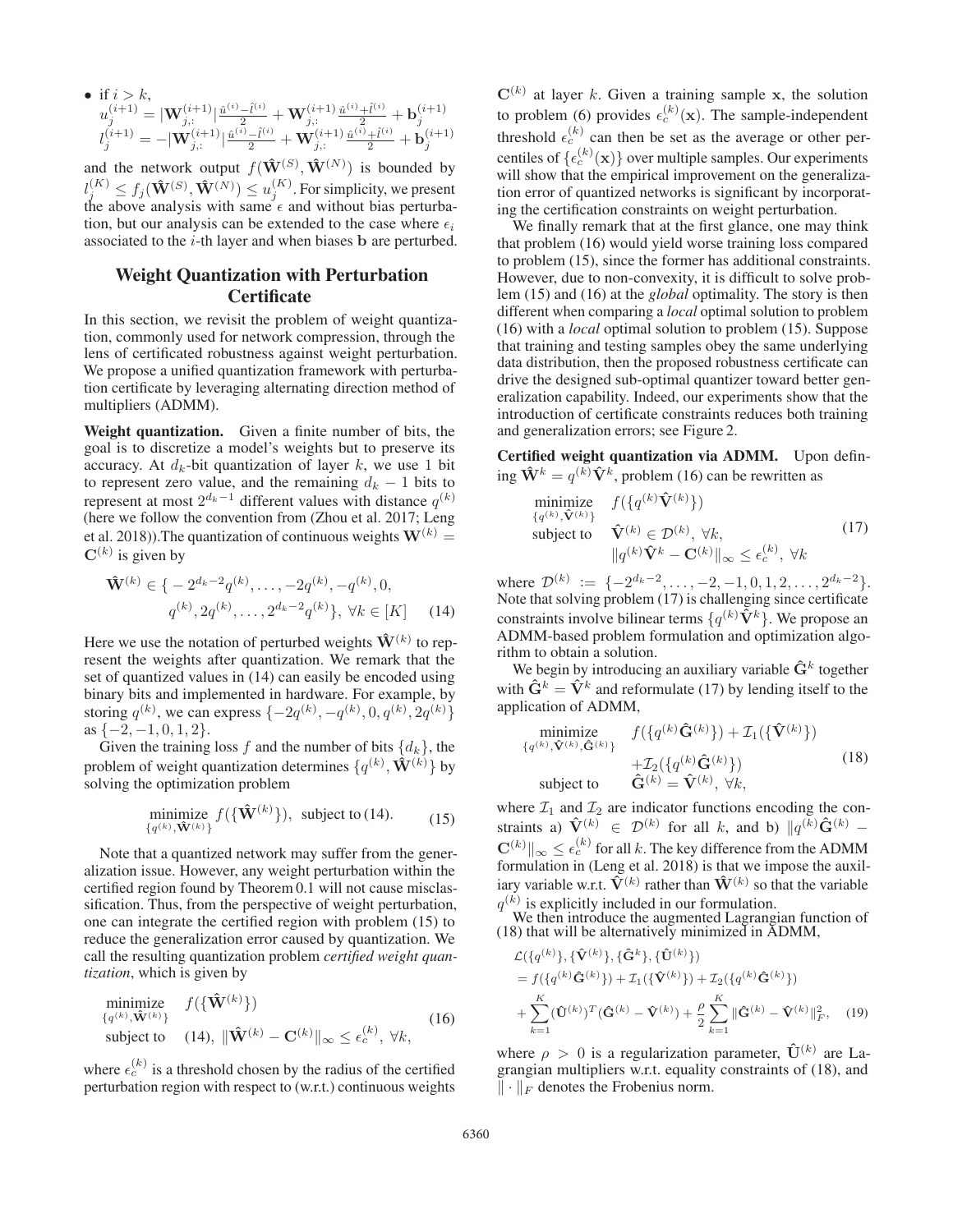- if $i > k$,
$u_j^{(i+1)} = |\mathbf{W}_{j,:}^{(i+1)}| \frac{\hat{u}^{(i)} - \hat{l}^{(i)}}{2} + \mathbf{W}_{j,:}^{(i+1)} \frac{\hat{u}^{(i)} + \hat{l}^{(i)}}{2} + \mathbf{b}_j^{(i+1)}$
$l_j^{(i+1)} = -|\mathbf{W}_{j,:}^{(i+1)}| \frac{\hat{u}^{(i)} - \hat{l}^{(i)}}{2} + \mathbf{W}_{j,:}^{(i+1)} \frac{\hat{u}^{(i)} + \hat{l}^{(i)}}{2} + \mathbf{b}_j^{(i+1)}$

and the network output $f(\hat{\mathbf{W}}^{(S)}, \hat{\mathbf{W}}^{(N)})$ is bounded by $l_j^{(K)} \leq f_j(\hat{\mathbf{W}}^{(S)}, \hat{\mathbf{W}}^{(N)}) \leq u_j^{(K)}$. For simplicity, we present the above analysis with same $\epsilon$ and without bias perturbation, but our analysis can be extended to the case where $\epsilon_i$ associated to the $i$-th layer and when biases $\mathbf{b}$ are perturbed.

## Weight Quantization with Perturbation Certificate

In this section, we revisit the problem of weight quantization, commonly used for network compression, through the lens of certificated robustness against weight perturbation. We propose a unified quantization framework with perturbation certificate by leveraging alternating direction method of multipliers (ADMM).

**Weight quantization.** Given a finite number of bits, the goal is to discretize a model's weights but to preserve its accuracy. At $d_k$-bit quantization of layer $k$, we use 1 bit to represent zero value, and the remaining $d_k - 1$ bits to represent at most $2^{d_k - 1}$ different values with distance $q^{(k)}$ (here we follow the convention from (Zhou et al. 2017; Leng et al. 2018)).The quantization of continuous weights $\mathbf{W}^{(k)} = \mathbf{C}^{(k)}$ is given by

$$\hat{\mathbf{W}}^{(k)} \in \{ -2^{d_k - 2} q^{(k)}, \ldots, -2q^{(k)}, -q^{(k)}, 0, q^{(k)}, 2q^{(k)}, \ldots, 2^{d_k - 2} q^{(k)} \}, \ \forall k \in [K] \quad (14)$$

Here we use the notation of perturbed weights $\hat{\mathbf{W}}^{(k)}$ to represent the weights after quantization. We remark that the set of quantized values in (14) can easily be encoded using binary bits and implemented in hardware. For example, by storing $q^{(k)}$, we can express $\{-2q^{(k)}, -q^{(k)}, 0, q^{(k)}, 2q^{(k)}\}$ as $\{-2, -1, 0, 1, 2\}$.

Given the training loss $f$ and the number of bits $\{d_k\}$, the problem of weight quantization determines $\{q^{(k)}, \hat{\mathbf{W}}^{(k)}\}$ by solving the optimization problem

$$\underset{\{q^{(k)}, \hat{\mathbf{W}}^{(k)}\}}{\text{minimize}} \ f(\{\hat{\mathbf{W}}^{(k)}\}), \ \text{subject to (14)}. \quad (15)$$

Note that a quantized network may suffer from the generalization issue. However, any weight perturbation within the certified region found by Theorem 0.1 will not cause misclassification. Thus, from the perspective of weight perturbation, one can integrate the certified region with problem (15) to reduce the generalization error caused by quantization. We call the resulting quantization problem *certified weight quantization*, which is given by

$$\begin{array}{ll} \underset{\{q^{(k)}, \hat{\mathbf{W}}^{(k)}\}}{\text{minimize}} & f(\{\hat{\mathbf{W}}^{(k)}\}) \\ \text{subject to} & (14), \ \|\hat{\mathbf{W}}^{(k)} - \mathbf{C}^{(k)}\|_\infty \leq \epsilon_c^{(k)}, \ \forall k, \end{array} \quad (16)$$

where $\epsilon_c^{(k)}$ is a threshold chosen by the radius of the certified perturbation region with respect to (w.r.t.) continuous weights $\mathbf{C}^{(k)}$ at layer $k$. Given a training sample $\mathbf{x}$, the solution to problem (6) provides $\epsilon_c^{(k)}(\mathbf{x})$. The sample-independent threshold $\epsilon_c^{(k)}$ can then be set as the average or other percentiles of $\{\epsilon_c^{(k)}(\mathbf{x})\}$ over multiple samples. Our experiments will show that the empirical improvement on the generalization error of quantized networks is significant by incorporating the certification constraints on weight perturbation.

We finally remark that at the first glance, one may think that problem (16) would yield worse training loss compared to problem (15), since the former has additional constraints. However, due to non-convexity, it is difficult to solve problem (15) and (16) at the *global* optimality. The story is then different when comparing a *local* optimal solution to problem (16) with a *local* optimal solution to problem (15). Suppose that training and testing samples obey the same underlying data distribution, then the proposed robustness certificate can drive the designed sub-optimal quantizer toward better generalization capability. Indeed, our experiments show that the introduction of certificate constraints reduces both training and generalization errors; see Figure 2.

**Certified weight quantization via ADMM.** Upon defining $\hat{\mathbf{W}}^k = q^{(k)} \hat{\mathbf{V}}^k$, problem (16) can be rewritten as

$$\begin{array}{ll} \underset{\{q^{(k)}, \hat{\mathbf{V}}^{(k)}\}}{\text{minimize}} & f(\{q^{(k)} \hat{\mathbf{V}}^{(k)}\}) \\ \text{subject to} & \hat{\mathbf{V}}^{(k)} \in \mathcal{D}^{(k)}, \ \forall k, \\ & \|q^{(k)} \hat{\mathbf{V}}^k - \mathbf{C}^{(k)}\|_\infty \leq \epsilon_c^{(k)}, \ \forall k \end{array} \quad (17)$$

where $\mathcal{D}^{(k)} := \{-2^{d_k - 2}, \ldots, -2, -1, 0, 1, 2, \ldots, 2^{d_k - 2}\}$. Note that solving problem (17) is challenging since certificate constraints involve bilinear terms $\{q^{(k)} \hat{\mathbf{V}}^{(k)}\}$. We propose an ADMM-based problem formulation and optimization algorithm to obtain a solution.

We begin by introducing an auxiliary variable $\hat{\mathbf{G}}^k$ together with $\hat{\mathbf{G}}^k = \hat{\mathbf{V}}^k$ and reformulate (17) by lending itself to the application of ADMM,

$$\begin{array}{ll} \underset{\{q^{(k)}, \hat{\mathbf{V}}^{(k)}, \hat{\mathbf{G}}^{(k)}\}}{\text{minimize}} & f(\{q^{(k)} \hat{\mathbf{G}}^{(k)}\}) + \mathcal{I}_1(\{\hat{\mathbf{V}}^{(k)}\}) \\ & + \mathcal{I}_2(\{q^{(k)} \hat{\mathbf{G}}^{(k)}\}) \\ \text{subject to} & \hat{\mathbf{G}}^{(k)} = \hat{\mathbf{V}}^{(k)}, \ \forall k, \end{array} \quad (18)$$

where $\mathcal{I}_1$ and $\mathcal{I}_2$ are indicator functions encoding the constraints a) $\hat{\mathbf{V}}^{(k)} \in \mathcal{D}^{(k)}$ for all $k$, and b) $\|q^{(k)} \hat{\mathbf{G}}^{(k)} - \mathbf{C}^{(k)}\|_\infty \leq \epsilon_c^{(k)}$ for all $k$. The key difference from the ADMM formulation in (Leng et al. 2018) is that we impose the auxiliary variable w.r.t. $\hat{\mathbf{V}}^{(k)}$ rather than $\hat{\mathbf{W}}^{(k)}$ so that the variable $q^{(k)}$ is explicitly included in our formulation.

We then introduce the augmented Lagrangian function of (18) that will be alternatively minimized in ADMM,

$$\begin{aligned} &\mathcal{L}(\{q^{(k)}\}, \{\hat{\mathbf{V}}^{(k)}\}, \{\hat{\mathbf{G}}^k\}, \{\hat{\mathbf{U}}^{(k)}\}) \\ &= f(\{q^{(k)} \hat{\mathbf{G}}^{(k)}\}) + \mathcal{I}_1(\{\hat{\mathbf{V}}^{(k)}\}) + \mathcal{I}_2(\{q^{(k)} \hat{\mathbf{G}}^{(k)}\}) \\ &+ \sum_{k=1}^K (\hat{\mathbf{U}}^{(k)})^T (\hat{\mathbf{G}}^{(k)} - \hat{\mathbf{V}}^{(k)}) + \frac{\rho}{2} \sum_{k=1}^K \|\hat{\mathbf{G}}^{(k)} - \hat{\mathbf{V}}^{(k)}\|_F^2, \end{aligned} \quad (19)$$

where $\rho > 0$ is a regularization parameter, $\hat{\mathbf{U}}^{(k)}$ are Lagrangian multipliers w.r.t. equality constraints of (18), and $\|\cdot\|_F$ denotes the Frobenius norm.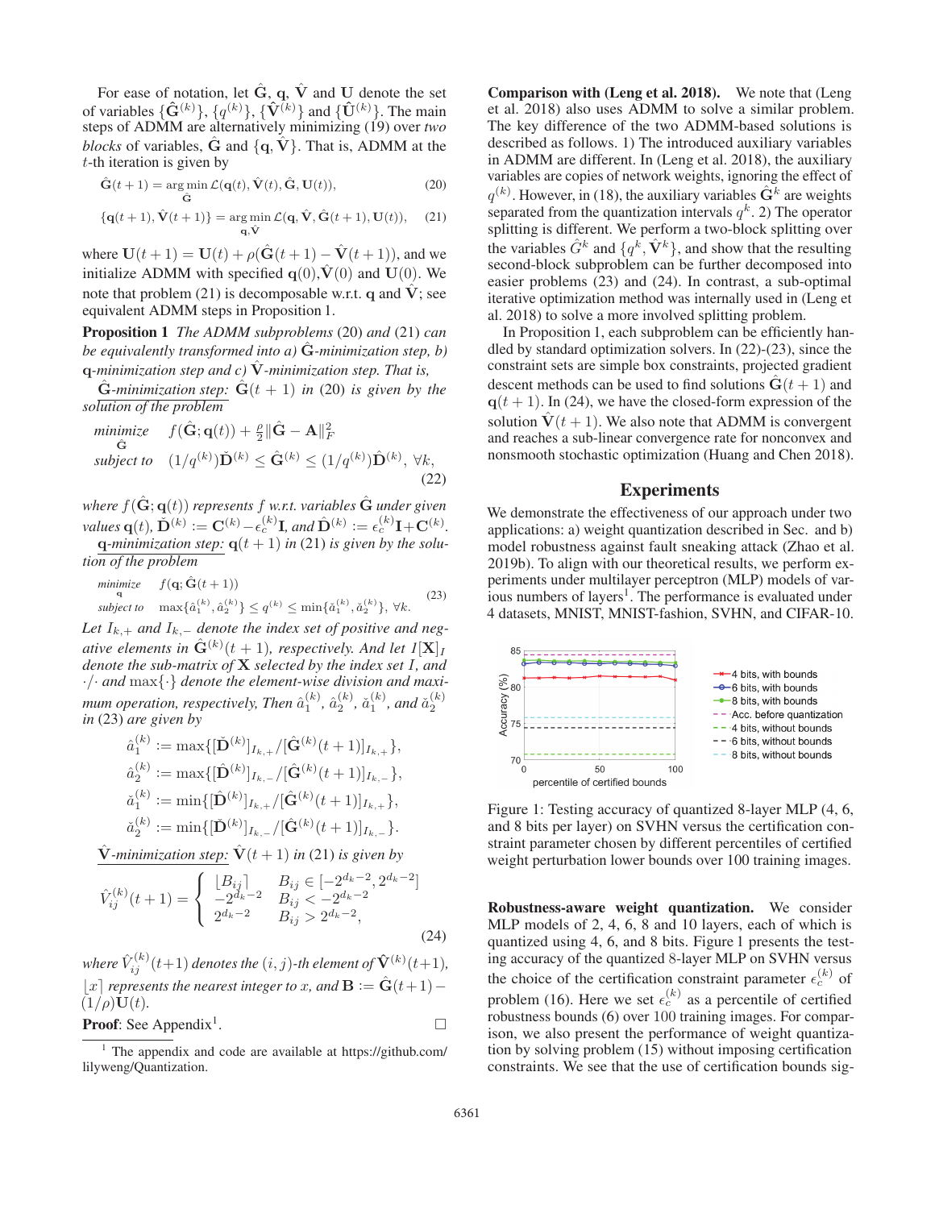For ease of notation, let $\hat{\mathbf{G}}$, $\mathbf{q}$, $\hat{\mathbf{V}}$ and $\mathbf{U}$ denote the set of variables $\{\hat{\mathbf{G}}^{(k)}\}$, $\{q^{(k)}\}$, $\{\hat{\mathbf{V}}^{(k)}\}$ and $\{\hat{\mathbf{U}}^{(k)}\}$. The main steps of ADMM are alternatively minimizing (19) over *two blocks* of variables, $\hat{\mathbf{G}}$ and $\{\mathbf{q}, \hat{\mathbf{V}}\}$. That is, ADMM at the $t$-th iteration is given by

$$\hat{\mathbf{G}}(t+1) = \operatorname*{arg\,min}_{\hat{\mathbf{G}}} \mathcal{L}(\mathbf{q}(t), \hat{\mathbf{V}}(t), \hat{\mathbf{G}}, \mathbf{U}(t)), \tag{20}$$

$$\{\mathbf{q}(t+1), \hat{\mathbf{V}}(t+1)\} = \operatorname*{arg\,min}_{\mathbf{q}, \hat{\mathbf{V}}} \mathcal{L}(\mathbf{q}, \hat{\mathbf{V}}, \hat{\mathbf{G}}(t+1), \mathbf{U}(t)), \tag{21}$$

where $\mathbf{U}(t+1) = \mathbf{U}(t) + \rho(\hat{\mathbf{G}}(t+1) - \hat{\mathbf{V}}(t+1))$, and we initialize ADMM with specified $\mathbf{q}(0)$, $\hat{\mathbf{V}}(0)$ and $\mathbf{U}(0)$. We note that problem (21) is decomposable w.r.t. $\mathbf{q}$ and $\hat{\mathbf{V}}$; see equivalent ADMM steps in Proposition 1.

**Proposition 1** *The ADMM subproblems* (20) *and* (21) *can be equivalently transformed into a) $\hat{\mathbf{G}}$-minimization step, b) $\mathbf{q}$-minimization step and c) $\hat{\mathbf{V}}$-minimization step. That is,*

*$\hat{\mathbf{G}}$-minimization step: $\hat{\mathbf{G}}(t+1)$ in* (20) *is given by the solution of the problem*

$$\begin{aligned} \underset{\hat{\mathbf{G}}}{\text{minimize}} \quad & f(\hat{\mathbf{G}}; \mathbf{q}(t)) + \tfrac{\rho}{2}\|\hat{\mathbf{G}} - \mathbf{A}\|_F^2 \\ \text{subject to} \quad & (1/q^{(k)})\check{\mathbf{D}}^{(k)} \leq \hat{\mathbf{G}}^{(k)} \leq (1/q^{(k)})\hat{\mathbf{D}}^{(k)}, \ \forall k, \end{aligned} \tag{22}$$

*where $f(\hat{\mathbf{G}}; \mathbf{q}(t))$ represents $f$ w.r.t. variables $\hat{\mathbf{G}}$ under given values $\mathbf{q}(t)$, $\check{\mathbf{D}}^{(k)} := \mathbf{C}^{(k)} - \epsilon_c^{(k)}\mathbf{I}$, and $\hat{\mathbf{D}}^{(k)} := \epsilon_c^{(k)}\mathbf{I} + \mathbf{C}^{(k)}$.*

*$\mathbf{q}$-minimization step: $\mathbf{q}(t+1)$ in* (21) *is given by the solution of the problem*

$$\begin{aligned} \underset{\mathbf{q}}{\text{minimize}} \quad & f(\mathbf{q}; \hat{\mathbf{G}}(t+1)) \\ \text{subject to} \quad & \max\{\hat{a}_1^{(k)}, \hat{a}_2^{(k)}\} \leq q^{(k)} \leq \min\{\check{a}_1^{(k)}, \check{a}_2^{(k)}\}, \ \forall k. \end{aligned} \tag{23}$$

*Let $I_{k,+}$ and $I_{k,-}$ denote the index set of positive and negative elements in $\hat{\mathbf{G}}^{(k)}(t+1)$, respectively. And let $I[\mathbf{X}]_I$ denote the sub-matrix of $\mathbf{X}$ selected by the index set $I$, and $\cdot/\cdot$ and $\max\{\cdot\}$ denote the element-wise division and maximum operation, respectively, Then $\hat{a}_1^{(k)}$, $\hat{a}_2^{(k)}$, $\check{a}_1^{(k)}$, and $\check{a}_2^{(k)}$ in* (23) *are given by*

$$\hat{a}_1^{(k)} := \max\{[\check{\mathbf{D}}^{(k)}]_{I_{k,+}} / [\hat{\mathbf{G}}^{(k)}(t+1)]_{I_{k,+}}\},$$
$$\hat{a}_2^{(k)} := \max\{[\hat{\mathbf{D}}^{(k)}]_{I_{k,-}} / [\hat{\mathbf{G}}^{(k)}(t+1)]_{I_{k,-}}\},$$
$$\check{a}_1^{(k)} := \min\{[\hat{\mathbf{D}}^{(k)}]_{I_{k,+}} / [\hat{\mathbf{G}}^{(k)}(t+1)]_{I_{k,+}}\},$$
$$\check{a}_2^{(k)} := \min\{[\check{\mathbf{D}}^{(k)}]_{I_{k,-}} / [\hat{\mathbf{G}}^{(k)}(t+1)]_{I_{k,-}}\}.$$

*$\hat{\mathbf{V}}$-minimization step: $\hat{\mathbf{V}}(t+1)$ in* (21) *is given by*

$$\hat{V}_{ij}^{(k)}(t+1) = \begin{cases} \lfloor B_{ij} \rceil & B_{ij} \in [-2^{d_k-2}, 2^{d_k-2}] \\ -2^{d_k-2} & B_{ij} < -2^{d_k-2} \\ 2^{d_k-2} & B_{ij} > 2^{d_k-2}, \end{cases} \tag{24}$$

*where $\hat{V}_{ij}^{(k)}(t+1)$ denotes the $(i,j)$-th element of $\hat{\mathbf{V}}^{(k)}(t+1)$, $\lfloor x \rceil$ represents the nearest integer to $x$, and $\mathbf{B} := \hat{\mathbf{G}}(t+1) - (1/\rho)\mathbf{U}(t)$.*

**Proof**: See Appendix[1]. □

[1] The appendix and code are available at https://github.com/lilyweng/Quantization.

**Comparison with (Leng et al. 2018).** We note that (Leng et al. 2018) also uses ADMM to solve a similar problem. The key difference of the two ADMM-based solutions is described as follows. 1) The introduced auxiliary variables in ADMM are different. In (Leng et al. 2018), the auxiliary variables are copies of network weights, ignoring the effect of $q^{(k)}$. However, in (18), the auxiliary variables $\hat{\mathbf{G}}^k$ are weights separated from the quantization intervals $q^k$. 2) The operator splitting is different. We perform a two-block splitting over the variables $\hat{G}^k$ and $\{q^k, \hat{\mathbf{V}}^k\}$, and show that the resulting second-block subproblem can be further decomposed into easier problems (23) and (24). In contrast, a sub-optimal iterative optimization method was internally used in (Leng et al. 2018) to solve a more involved splitting problem.

In Proposition 1, each subproblem can be efficiently handled by standard optimization solvers. In (22)-(23), since the constraint sets are simple box constraints, projected gradient descent methods can be used to find solutions $\hat{\mathbf{G}}(t+1)$ and $\mathbf{q}(t+1)$. In (24), we have the closed-form expression of the solution $\hat{\mathbf{V}}(t+1)$. We also note that ADMM is convergent and reaches a sub-linear convergence rate for nonconvex and nonsmooth stochastic optimization (Huang and Chen 2018).

## Experiments

We demonstrate the effectiveness of our approach under two applications: a) weight quantization described in Sec. and b) model robustness against fault sneaking attack (Zhao et al. 2019b). To align with our theoretical results, we perform experiments under multilayer perceptron (MLP) models of various numbers of layers[1]. The performance is evaluated under 4 datasets, MNIST, MNIST-fashion, SVHN, and CIFAR-10.

Figure 1: Testing accuracy of quantized 8-layer MLP (4, 6, and 8 bits per layer) on SVHN versus the certification constraint parameter chosen by different percentiles of certified weight perturbation lower bounds over 100 training images.

**Robustness-aware weight quantization.** We consider MLP models of 2, 4, 6, 8 and 10 layers, each of which is quantized using 4, 6, and 8 bits. Figure 1 presents the testing accuracy of the quantized 8-layer MLP on SVHN versus the choice of the certification constraint parameter $\epsilon_c^{(k)}$ of problem (16). Here we set $\epsilon_c^{(k)}$ as a percentile of certified robustness bounds (6) over 100 training images. For comparison, we also present the performance of weight quantization by solving problem (15) without imposing certification constraints. We see that the use of certification bounds sig-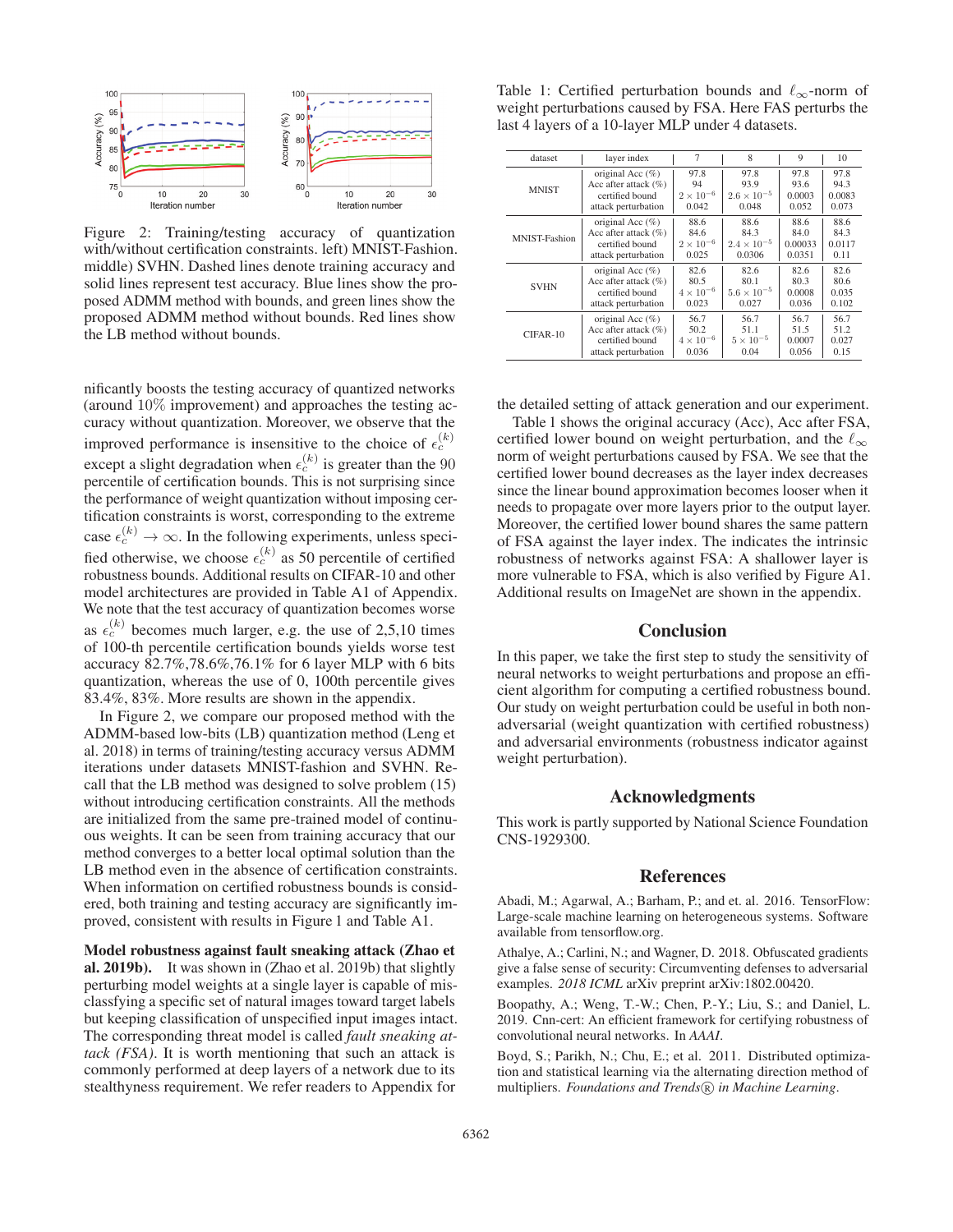Figure 2: Training/testing accuracy of quantization with/without certification constraints. left) MNIST-Fashion. middle) SVHN. Dashed lines denote training accuracy and solid lines represent test accuracy. Blue lines show the proposed ADMM method with bounds, and green lines show the proposed ADMM method without bounds. Red lines show the LB method without bounds.

nificantly boosts the testing accuracy of quantized networks (around 10% improvement) and approaches the testing accuracy without quantization. Moreover, we observe that the improved performance is insensitive to the choice of $\epsilon_c^{(k)}$ except a slight degradation when $\epsilon_c^{(k)}$ is greater than the 90 percentile of certification bounds. This is not surprising since the performance of weight quantization without imposing certification constraints is worst, corresponding to the extreme case $\epsilon_c^{(k)} \to \infty$. In the following experiments, unless specified otherwise, we choose $\epsilon_c^{(k)}$ as 50 percentile of certified robustness bounds. Additional results on CIFAR-10 and other model architectures are provided in Table A1 of Appendix. We note that the test accuracy of quantization becomes worse as $\epsilon_c^{(k)}$ becomes much larger, e.g. the use of 2,5,10 times of 100-th percentile certification bounds yields worse test accuracy 82.7%,78.6%,76.1% for 6 layer MLP with 6 bits quantization, whereas the use of 0, 100th percentile gives 83.4%, 83%. More results are shown in the appendix.

In Figure 2, we compare our proposed method with the ADMM-based low-bits (LB) quantization method (Leng et al. 2018) in terms of training/testing accuracy versus ADMM iterations under datasets MNIST-fashion and SVHN. Recall that the LB method was designed to solve problem (15) without introducing certification constraints. All the methods are initialized from the same pre-trained model of continuous weights. It can be seen from training accuracy that our method converges to a better local optimal solution than the LB method even in the absence of certification constraints. When information on certified robustness bounds is considered, both training and testing accuracy are significantly improved, consistent with results in Figure 1 and Table A1.

**Model robustness against fault sneaking attack (Zhao et al. 2019b).** It was shown in (Zhao et al. 2019b) that slightly perturbing model weights at a single layer is capable of misclassfying a specific set of natural images toward target labels but keeping classification of unspecified input images intact. The corresponding threat model is called *fault sneaking attack (FSA)*. It is worth mentioning that such an attack is commonly performed at deep layers of a network due to its stealthyness requirement. We refer readers to Appendix for the detailed setting of attack generation and our experiment.

Table 1: Certified perturbation bounds and $\ell_\infty$-norm of weight perturbations caused by FSA. Here FAS perturbs the last 4 layers of a 10-layer MLP under 4 datasets.

| dataset | layer index | 7 | 8 | 9 | 10 |
|---|---|---|---|---|---|
| MNIST | original Acc (%) | 97.8 | 97.8 | 97.8 | 97.8 |
| | Acc after attack (%) | 94 | 93.9 | 93.6 | 94.3 |
| | certified bound | $2 \times 10^{-6}$ | $2.6 \times 10^{-5}$ | 0.0003 | 0.0083 |
| | attack perturbation | 0.042 | 0.048 | 0.052 | 0.073 |
| MNIST-Fashion | original Acc (%) | 88.6 | 88.6 | 88.6 | 88.6 |
| | Acc after attack (%) | 84.6 | 84.3 | 84.0 | 84.3 |
| | certified bound | $2 \times 10^{-6}$ | $2.4 \times 10^{-5}$ | 0.00033 | 0.0117 |
| | attack perturbation | 0.025 | 0.0306 | 0.0351 | 0.11 |
| SVHN | original Acc (%) | 82.6 | 82.6 | 82.6 | 82.6 |
| | Acc after attack (%) | 80.5 | 80.1 | 80.3 | 80.6 |
| | certified bound | $4 \times 10^{-6}$ | $5.6 \times 10^{-5}$ | 0.0008 | 0.035 |
| | attack perturbation | 0.023 | 0.027 | 0.036 | 0.102 |
| CIFAR-10 | original Acc (%) | 56.7 | 56.7 | 56.7 | 56.7 |
| | Acc after attack (%) | 50.2 | 51.1 | 51.5 | 51.2 |
| | certified bound | $4 \times 10^{-6}$ | $5 \times 10^{-5}$ | 0.0007 | 0.027 |
| | attack perturbation | 0.036 | 0.04 | 0.056 | 0.15 |

Table 1 shows the original accuracy (Acc), Acc after FSA, certified lower bound on weight perturbation, and the $\ell_\infty$ norm of weight perturbations caused by FSA. We see that the certified lower bound decreases as the layer index decreases since the linear bound approximation becomes looser when it needs to propagate over more layers prior to the output layer. Moreover, the certified lower bound shares the same pattern of FSA against the layer index. The indicates the intrinsic robustness of networks against FSA: A shallower layer is more vulnerable to FSA, which is also verified by Figure A1. Additional results on ImageNet are shown in the appendix.

## Conclusion

In this paper, we take the first step to study the sensitivity of neural networks to weight perturbations and propose an efficient algorithm for computing a certified robustness bound. Our study on weight perturbation could be useful in both non-adversarial (weight quantization with certified robustness) and adversarial environments (robustness indicator against weight perturbation).

## Acknowledgments

This work is partly supported by National Science Foundation CNS-1929300.

## References

Abadi, M.; Agarwal, A.; Barham, P.; and et. al. 2016. TensorFlow: Large-scale machine learning on heterogeneous systems. Software available from tensorflow.org.

Athalye, A.; Carlini, N.; and Wagner, D. 2018. Obfuscated gradients give a false sense of security: Circumventing defenses to adversarial examples. *2018 ICML* arXiv preprint arXiv:1802.00420.

Boopathy, A.; Weng, T.-W.; Chen, P.-Y.; Liu, S.; and Daniel, L. 2019. Cnn-cert: An efficient framework for certifying robustness of convolutional neural networks. In *AAAI*.

Boyd, S.; Parikh, N.; Chu, E.; et al. 2011. Distributed optimization and statistical learning via the alternating direction method of multipliers. *Foundations and Trends® in Machine Learning*.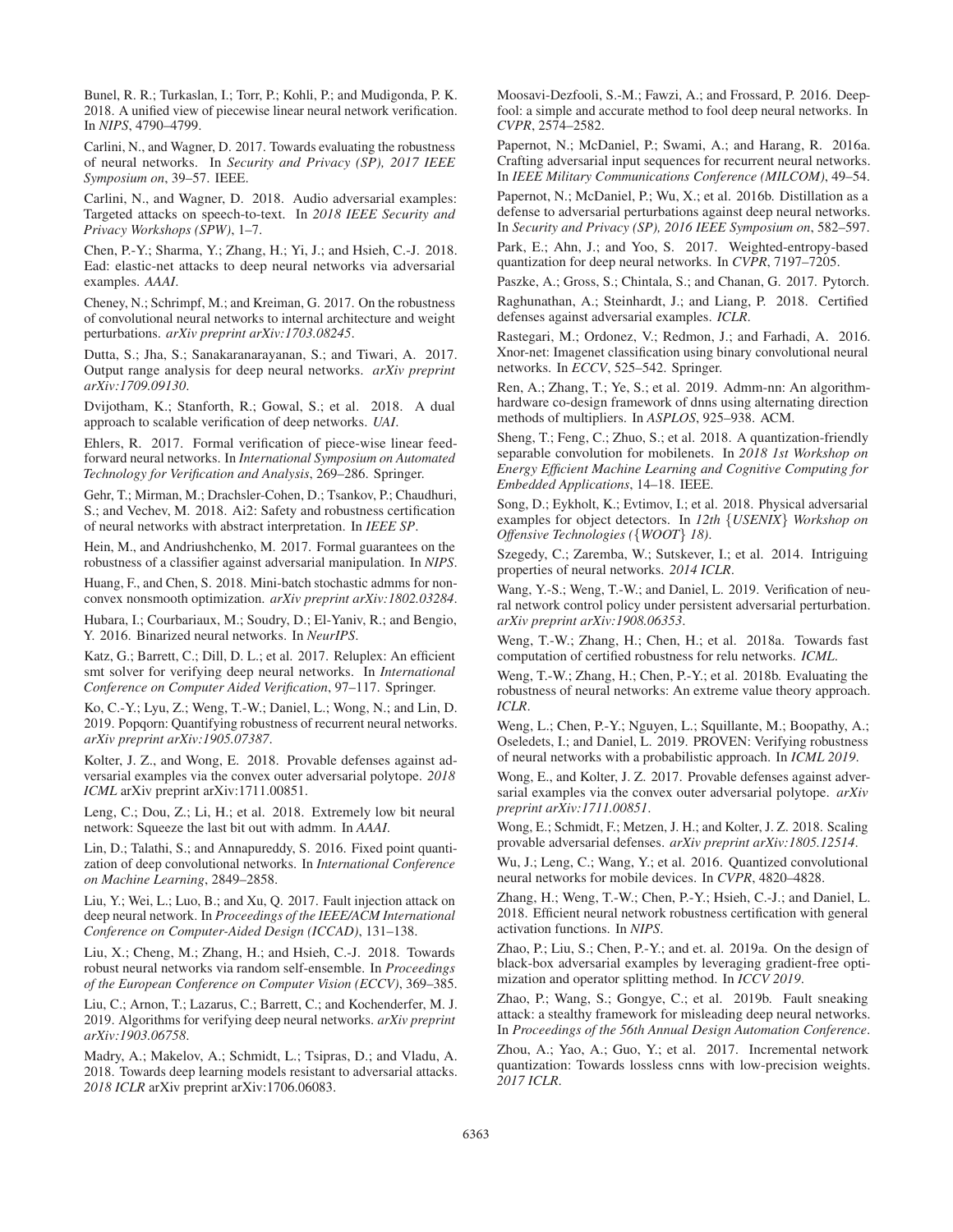Bunel, R. R.; Turkaslan, I.; Torr, P.; Kohli, P.; and Mudigonda, P. K. 2018. A unified view of piecewise linear neural network verification. In *NIPS*, 4790–4799.

Carlini, N., and Wagner, D. 2017. Towards evaluating the robustness of neural networks. In *Security and Privacy (SP), 2017 IEEE Symposium on*, 39–57. IEEE.

Carlini, N., and Wagner, D. 2018. Audio adversarial examples: Targeted attacks on speech-to-text. In *2018 IEEE Security and Privacy Workshops (SPW)*, 1–7.

Chen, P.-Y.; Sharma, Y.; Zhang, H.; Yi, J.; and Hsieh, C.-J. 2018. Ead: elastic-net attacks to deep neural networks via adversarial examples. *AAAI*.

Cheney, N.; Schrimpf, M.; and Kreiman, G. 2017. On the robustness of convolutional neural networks to internal architecture and weight perturbations. *arXiv preprint arXiv:1703.08245*.

Dutta, S.; Jha, S.; Sanakaranarayanan, S.; and Tiwari, A. 2017. Output range analysis for deep neural networks. *arXiv preprint arXiv:1709.09130*.

Dvijotham, K.; Stanforth, R.; Gowal, S.; et al. 2018. A dual approach to scalable verification of deep networks. *UAI*.

Ehlers, R. 2017. Formal verification of piece-wise linear feed-forward neural networks. In *International Symposium on Automated Technology for Verification and Analysis*, 269–286. Springer.

Gehr, T.; Mirman, M.; Drachsler-Cohen, D.; Tsankov, P.; Chaudhuri, S.; and Vechev, M. 2018. Ai2: Safety and robustness certification of neural networks with abstract interpretation. In *IEEE SP*.

Hein, M., and Andriushchenko, M. 2017. Formal guarantees on the robustness of a classifier against adversarial manipulation. In *NIPS*.

Huang, F., and Chen, S. 2018. Mini-batch stochastic admms for nonconvex nonsmooth optimization. *arXiv preprint arXiv:1802.03284*.

Hubara, I.; Courbariaux, M.; Soudry, D.; El-Yaniv, R.; and Bengio, Y. 2016. Binarized neural networks. In *NeurIPS*.

Katz, G.; Barrett, C.; Dill, D. L.; et al. 2017. Reluplex: An efficient smt solver for verifying deep neural networks. In *International Conference on Computer Aided Verification*, 97–117. Springer.

Ko, C.-Y.; Lyu, Z.; Weng, T.-W.; Daniel, L.; Wong, N.; and Lin, D. 2019. Popqorn: Quantifying robustness of recurrent neural networks. *arXiv preprint arXiv:1905.07387*.

Kolter, J. Z., and Wong, E. 2018. Provable defenses against adversarial examples via the convex outer adversarial polytope. *2018 ICML* arXiv preprint arXiv:1711.00851.

Leng, C.; Dou, Z.; Li, H.; et al. 2018. Extremely low bit neural network: Squeeze the last bit out with admm. In *AAAI*.

Lin, D.; Talathi, S.; and Annapureddy, S. 2016. Fixed point quantization of deep convolutional networks. In *International Conference on Machine Learning*, 2849–2858.

Liu, Y.; Wei, L.; Luo, B.; and Xu, Q. 2017. Fault injection attack on deep neural network. In *Proceedings of the IEEE/ACM International Conference on Computer-Aided Design (ICCAD)*, 131–138.

Liu, X.; Cheng, M.; Zhang, H.; and Hsieh, C.-J. 2018. Towards robust neural networks via random self-ensemble. In *Proceedings of the European Conference on Computer Vision (ECCV)*, 369–385.

Liu, C.; Arnon, T.; Lazarus, C.; Barrett, C.; and Kochenderfer, M. J. 2019. Algorithms for verifying deep neural networks. *arXiv preprint arXiv:1903.06758*.

Madry, A.; Makelov, A.; Schmidt, L.; Tsipras, D.; and Vladu, A. 2018. Towards deep learning models resistant to adversarial attacks. *2018 ICLR* arXiv preprint arXiv:1706.06083.

Moosavi-Dezfooli, S.-M.; Fawzi, A.; and Frossard, P. 2016. Deepfool: a simple and accurate method to fool deep neural networks. In *CVPR*, 2574–2582.

Papernot, N.; McDaniel, P.; Swami, A.; and Harang, R. 2016a. Crafting adversarial input sequences for recurrent neural networks. In *IEEE Military Communications Conference (MILCOM)*, 49–54.

Papernot, N.; McDaniel, P.; Wu, X.; et al. 2016b. Distillation as a defense to adversarial perturbations against deep neural networks. In *Security and Privacy (SP), 2016 IEEE Symposium on*, 582–597.

Park, E.; Ahn, J.; and Yoo, S. 2017. Weighted-entropy-based quantization for deep neural networks. In *CVPR*, 7197–7205.

Paszke, A.; Gross, S.; Chintala, S.; and Chanan, G. 2017. Pytorch.

Raghunathan, A.; Steinhardt, J.; and Liang, P. 2018. Certified defenses against adversarial examples. *ICLR*.

Rastegari, M.; Ordonez, V.; Redmon, J.; and Farhadi, A. 2016. Xnor-net: Imagenet classification using binary convolutional neural networks. In *ECCV*, 525–542. Springer.

Ren, A.; Zhang, T.; Ye, S.; et al. 2019. Admm-nn: An algorithm-hardware co-design framework of dnns using alternating direction methods of multipliers. In *ASPLOS*, 925–938. ACM.

Sheng, T.; Feng, C.; Zhuo, S.; et al. 2018. A quantization-friendly separable convolution for mobilenets. In *2018 1st Workshop on Energy Efficient Machine Learning and Cognitive Computing for Embedded Applications*, 14–18. IEEE.

Song, D.; Eykholt, K.; Evtimov, I.; et al. 2018. Physical adversarial examples for object detectors. In *12th {USENIX} Workshop on Offensive Technologies ({WOOT} 18)*.

Szegedy, C.; Zaremba, W.; Sutskever, I.; et al. 2014. Intriguing properties of neural networks. *2014 ICLR*.

Wang, Y.-S.; Weng, T.-W.; and Daniel, L. 2019. Verification of neural network control policy under persistent adversarial perturbation. *arXiv preprint arXiv:1908.06353*.

Weng, T.-W.; Zhang, H.; Chen, H.; et al. 2018a. Towards fast computation of certified robustness for relu networks. *ICML*.

Weng, T.-W.; Zhang, H.; Chen, P.-Y.; et al. 2018b. Evaluating the robustness of neural networks: An extreme value theory approach. *ICLR*.

Weng, L.; Chen, P.-Y.; Nguyen, L.; Squillante, M.; Boopathy, A.; Oseledets, I.; and Daniel, L. 2019. PROVEN: Verifying robustness of neural networks with a probabilistic approach. In *ICML 2019*.

Wong, E., and Kolter, J. Z. 2017. Provable defenses against adversarial examples via the convex outer adversarial polytope. *arXiv preprint arXiv:1711.00851*.

Wong, E.; Schmidt, F.; Metzen, J. H.; and Kolter, J. Z. 2018. Scaling provable adversarial defenses. *arXiv preprint arXiv:1805.12514*.

Wu, J.; Leng, C.; Wang, Y.; et al. 2016. Quantized convolutional neural networks for mobile devices. In *CVPR*, 4820–4828.

Zhang, H.; Weng, T.-W.; Chen, P.-Y.; Hsieh, C.-J.; and Daniel, L. 2018. Efficient neural network robustness certification with general activation functions. In *NIPS*.

Zhao, P.; Liu, S.; Chen, P.-Y.; and et. al. 2019a. On the design of black-box adversarial examples by leveraging gradient-free optimization and operator splitting method. In *ICCV 2019*.

Zhao, P.; Wang, S.; Gongye, C.; et al. 2019b. Fault sneaking attack: a stealthy framework for misleading deep neural networks. In *Proceedings of the 56th Annual Design Automation Conference*.

Zhou, A.; Yao, A.; Guo, Y.; et al. 2017. Incremental network quantization: Towards lossless cnns with low-precision weights. *2017 ICLR*.